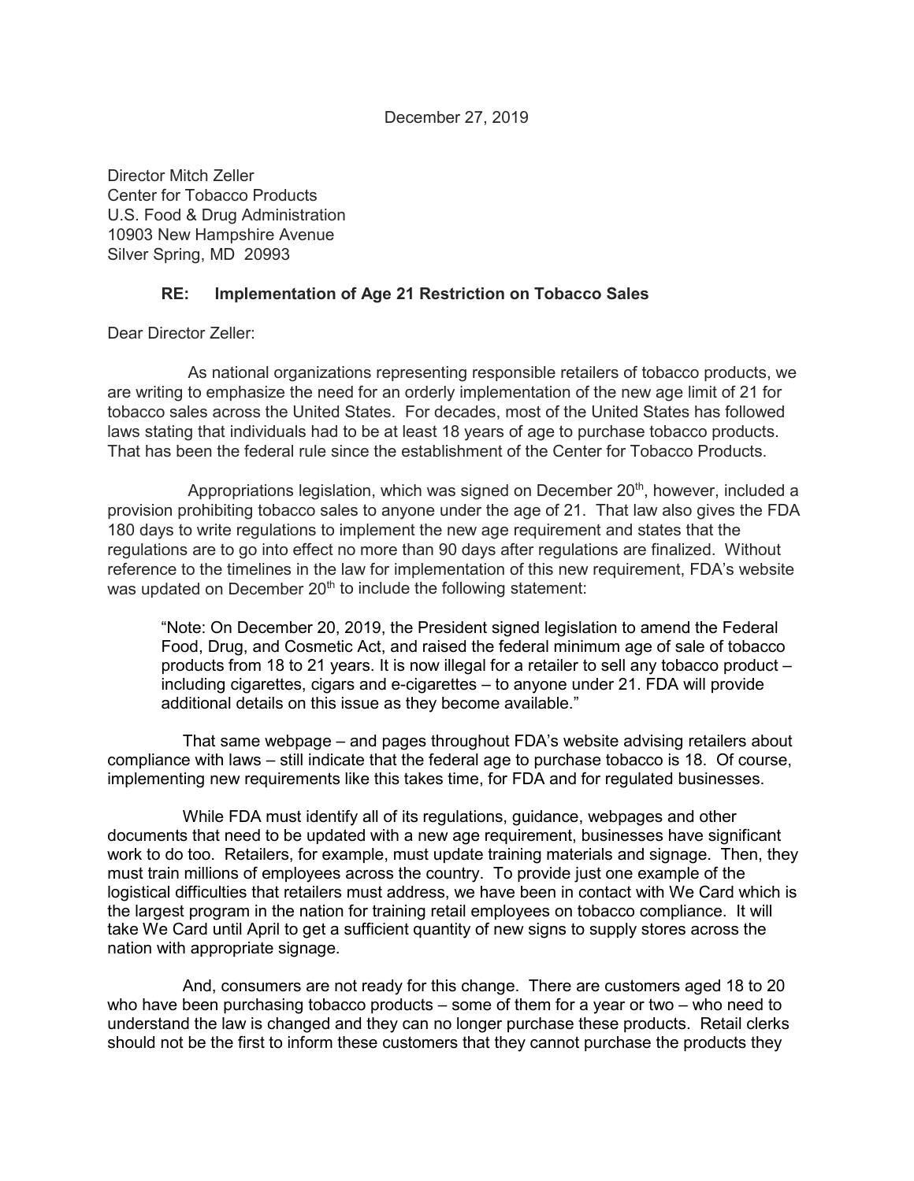December 27, 2019

Director Mitch Zeller
Center for Tobacco Products
U.S. Food & Drug Administration
10903 New Hampshire Avenue
Silver Spring, MD 20993

**RE: Implementation of Age 21 Restriction on Tobacco Sales**

Dear Director Zeller:

As national organizations representing responsible retailers of tobacco products, we are writing to emphasize the need for an orderly implementation of the new age limit of 21 for tobacco sales across the United States. For decades, most of the United States has followed laws stating that individuals had to be at least 18 years of age to purchase tobacco products. That has been the federal rule since the establishment of the Center for Tobacco Products.

Appropriations legislation, which was signed on December 20th, however, included a provision prohibiting tobacco sales to anyone under the age of 21. That law also gives the FDA 180 days to write regulations to implement the new age requirement and states that the regulations are to go into effect no more than 90 days after regulations are finalized. Without reference to the timelines in the law for implementation of this new requirement, FDA's website was updated on December 20th to include the following statement:

> "Note: On December 20, 2019, the President signed legislation to amend the Federal Food, Drug, and Cosmetic Act, and raised the federal minimum age of sale of tobacco products from 18 to 21 years. It is now illegal for a retailer to sell any tobacco product – including cigarettes, cigars and e-cigarettes – to anyone under 21. FDA will provide additional details on this issue as they become available."

That same webpage – and pages throughout FDA's website advising retailers about compliance with laws – still indicate that the federal age to purchase tobacco is 18. Of course, implementing new requirements like this takes time, for FDA and for regulated businesses.

While FDA must identify all of its regulations, guidance, webpages and other documents that need to be updated with a new age requirement, businesses have significant work to do too. Retailers, for example, must update training materials and signage. Then, they must train millions of employees across the country. To provide just one example of the logistical difficulties that retailers must address, we have been in contact with We Card which is the largest program in the nation for training retail employees on tobacco compliance. It will take We Card until April to get a sufficient quantity of new signs to supply stores across the nation with appropriate signage.

And, consumers are not ready for this change. There are customers aged 18 to 20 who have been purchasing tobacco products – some of them for a year or two – who need to understand the law is changed and they can no longer purchase these products. Retail clerks should not be the first to inform these customers that they cannot purchase the products they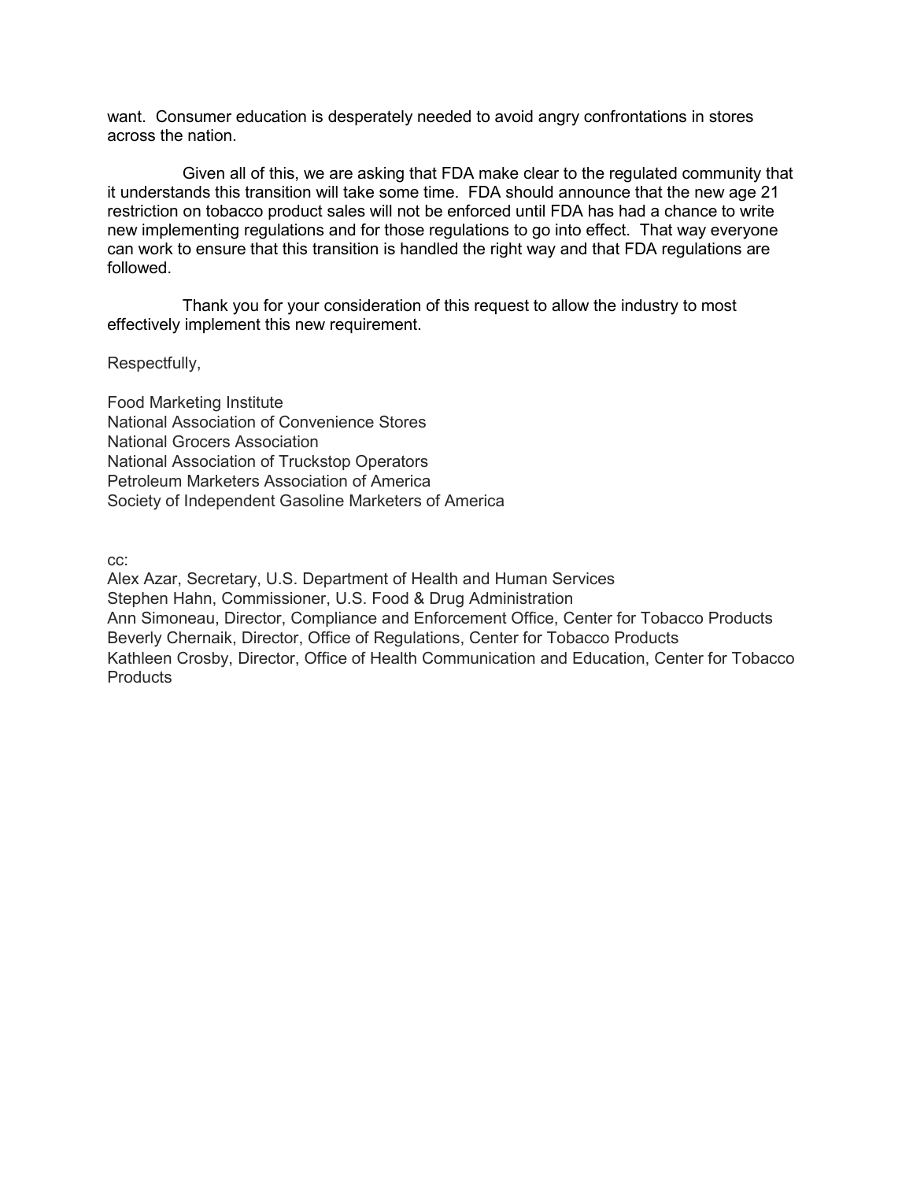want. Consumer education is desperately needed to avoid angry confrontations in stores across the nation.

Given all of this, we are asking that FDA make clear to the regulated community that it understands this transition will take some time. FDA should announce that the new age 21 restriction on tobacco product sales will not be enforced until FDA has had a chance to write new implementing regulations and for those regulations to go into effect. That way everyone can work to ensure that this transition is handled the right way and that FDA regulations are followed.

Thank you for your consideration of this request to allow the industry to most effectively implement this new requirement.

Respectfully,

Food Marketing Institute
National Association of Convenience Stores
National Grocers Association
National Association of Truckstop Operators
Petroleum Marketers Association of America
Society of Independent Gasoline Marketers of America

cc:
Alex Azar, Secretary, U.S. Department of Health and Human Services
Stephen Hahn, Commissioner, U.S. Food & Drug Administration
Ann Simoneau, Director, Compliance and Enforcement Office, Center for Tobacco Products
Beverly Chernaik, Director, Office of Regulations, Center for Tobacco Products
Kathleen Crosby, Director, Office of Health Communication and Education, Center for Tobacco Products